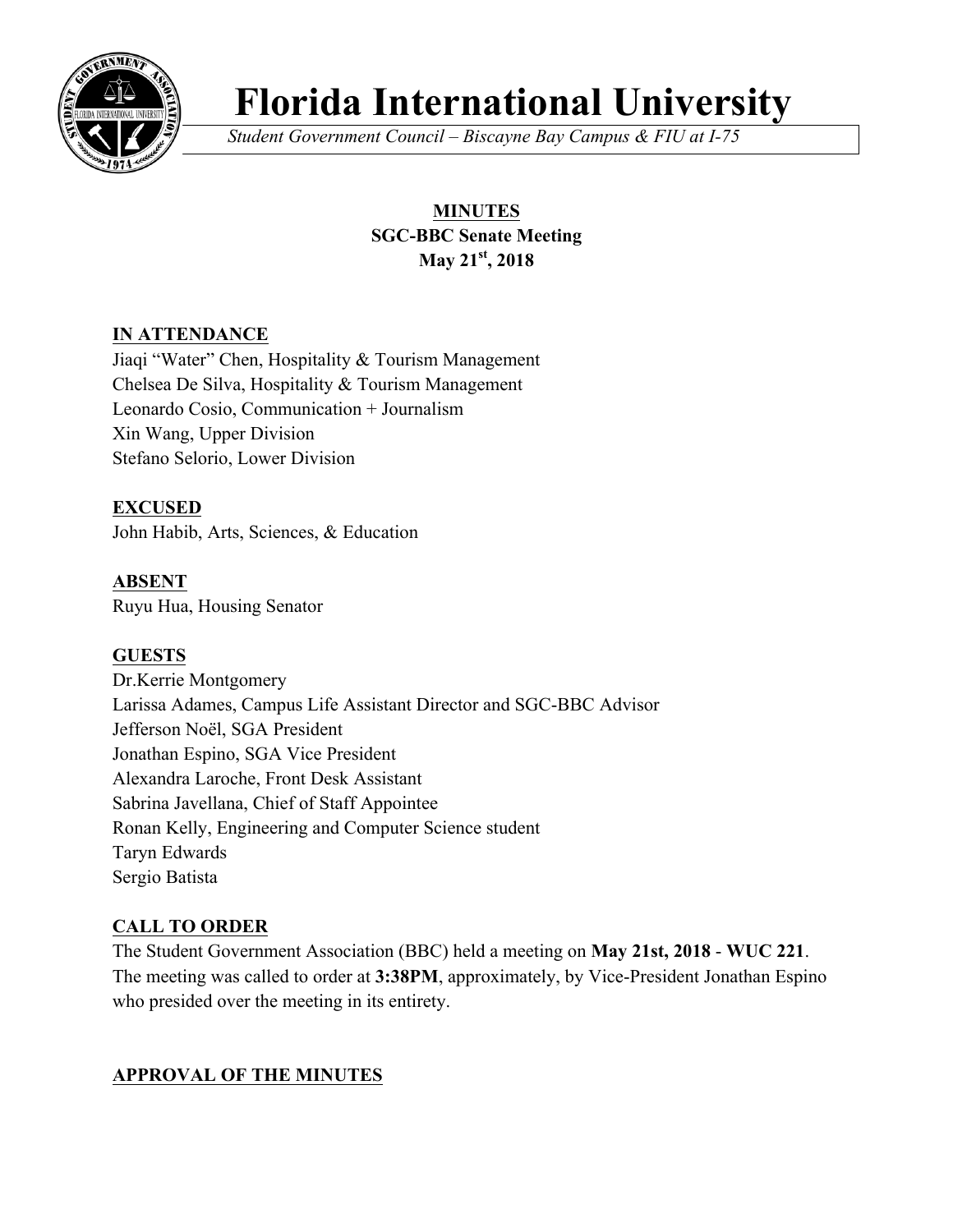# Florida International University

*Student Government Council – Biscayne Bay Campus & FIU at I-75*

**MINUTES**
**SGC-BBC Senate Meeting**
**May 21st, 2018**

## IN ATTENDANCE

Jiaqi "Water" Chen, Hospitality & Tourism Management
Chelsea De Silva, Hospitality & Tourism Management
Leonardo Cosio, Communication + Journalism
Xin Wang, Upper Division
Stefano Selorio, Lower Division

## EXCUSED

John Habib, Arts, Sciences, & Education

## ABSENT

Ruyu Hua, Housing Senator

## GUESTS

Dr.Kerrie Montgomery
Larissa Adames, Campus Life Assistant Director and SGC-BBC Advisor
Jefferson Noël, SGA President
Jonathan Espino, SGA Vice President
Alexandra Laroche, Front Desk Assistant
Sabrina Javellana, Chief of Staff Appointee
Ronan Kelly, Engineering and Computer Science student
Taryn Edwards
Sergio Batista

## CALL TO ORDER

The Student Government Association (BBC) held a meeting on **May 21st, 2018** - **WUC 221**. The meeting was called to order at **3:38PM**, approximately, by Vice-President Jonathan Espino who presided over the meeting in its entirety.

## APPROVAL OF THE MINUTES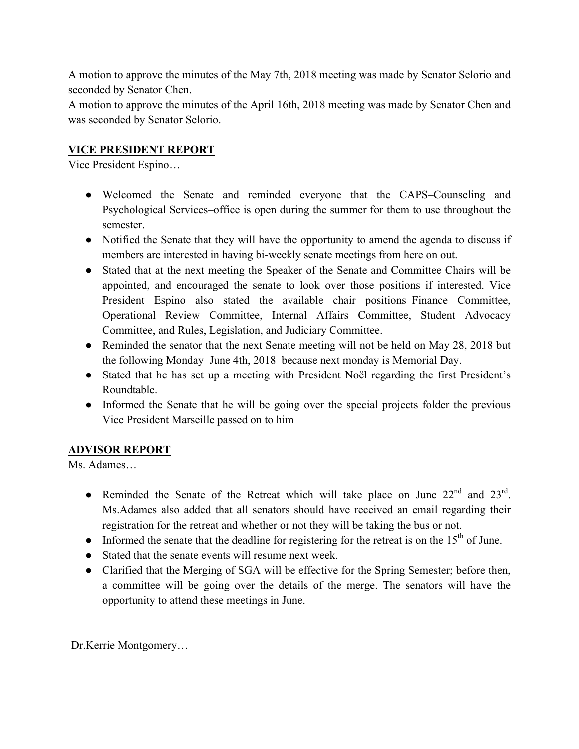A motion to approve the minutes of the May 7th, 2018 meeting was made by Senator Selorio and seconded by Senator Chen.
A motion to approve the minutes of the April 16th, 2018 meeting was made by Senator Chen and was seconded by Senator Selorio.

## VICE PRESIDENT REPORT

Vice President Espino…

- Welcomed the Senate and reminded everyone that the CAPS–Counseling and Psychological Services–office is open during the summer for them to use throughout the semester.
- Notified the Senate that they will have the opportunity to amend the agenda to discuss if members are interested in having bi-weekly senate meetings from here on out.
- Stated that at the next meeting the Speaker of the Senate and Committee Chairs will be appointed, and encouraged the senate to look over those positions if interested. Vice President Espino also stated the available chair positions–Finance Committee, Operational Review Committee, Internal Affairs Committee, Student Advocacy Committee, and Rules, Legislation, and Judiciary Committee.
- Reminded the senator that the next Senate meeting will not be held on May 28, 2018 but the following Monday–June 4th, 2018–because next monday is Memorial Day.
- Stated that he has set up a meeting with President Noël regarding the first President's Roundtable.
- Informed the Senate that he will be going over the special projects folder the previous Vice President Marseille passed on to him

## ADVISOR REPORT

Ms. Adames…

- Reminded the Senate of the Retreat which will take place on June 22nd and 23rd. Ms.Adames also added that all senators should have received an email regarding their registration for the retreat and whether or not they will be taking the bus or not.
- Informed the senate that the deadline for registering for the retreat is on the 15th of June.
- Stated that the senate events will resume next week.
- Clarified that the Merging of SGA will be effective for the Spring Semester; before then, a committee will be going over the details of the merge. The senators will have the opportunity to attend these meetings in June.

Dr.Kerrie Montgomery…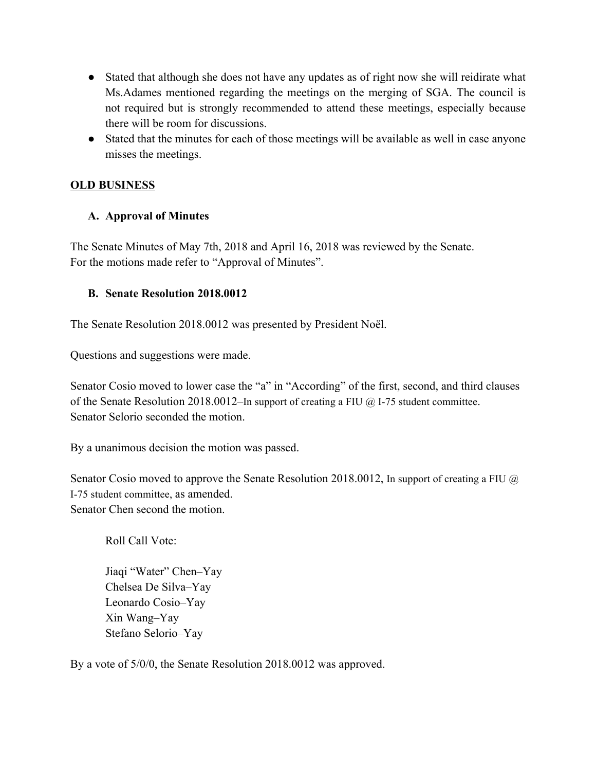- Stated that although she does not have any updates as of right now she will reidirate what Ms.Adames mentioned regarding the meetings on the merging of SGA. The council is not required but is strongly recommended to attend these meetings, especially because there will be room for discussions.
- Stated that the minutes for each of those meetings will be available as well in case anyone misses the meetings.

## OLD BUSINESS

### A. Approval of Minutes

The Senate Minutes of May 7th, 2018 and April 16, 2018 was reviewed by the Senate.
For the motions made refer to "Approval of Minutes".

### B. Senate Resolution 2018.0012

The Senate Resolution 2018.0012 was presented by President Noël.

Questions and suggestions were made.

Senator Cosio moved to lower case the "a" in "According" of the first, second, and third clauses of the Senate Resolution 2018.0012–In support of creating a FIU @ I-75 student committee.
Senator Selorio seconded the motion.

By a unanimous decision the motion was passed.

Senator Cosio moved to approve the Senate Resolution 2018.0012, In support of creating a FIU @ I-75 student committee, as amended.
Senator Chen second the motion.

Roll Call Vote:

Jiaqi "Water" Chen–Yay
Chelsea De Silva–Yay
Leonardo Cosio–Yay
Xin Wang–Yay
Stefano Selorio–Yay

By a vote of 5/0/0, the Senate Resolution 2018.0012 was approved.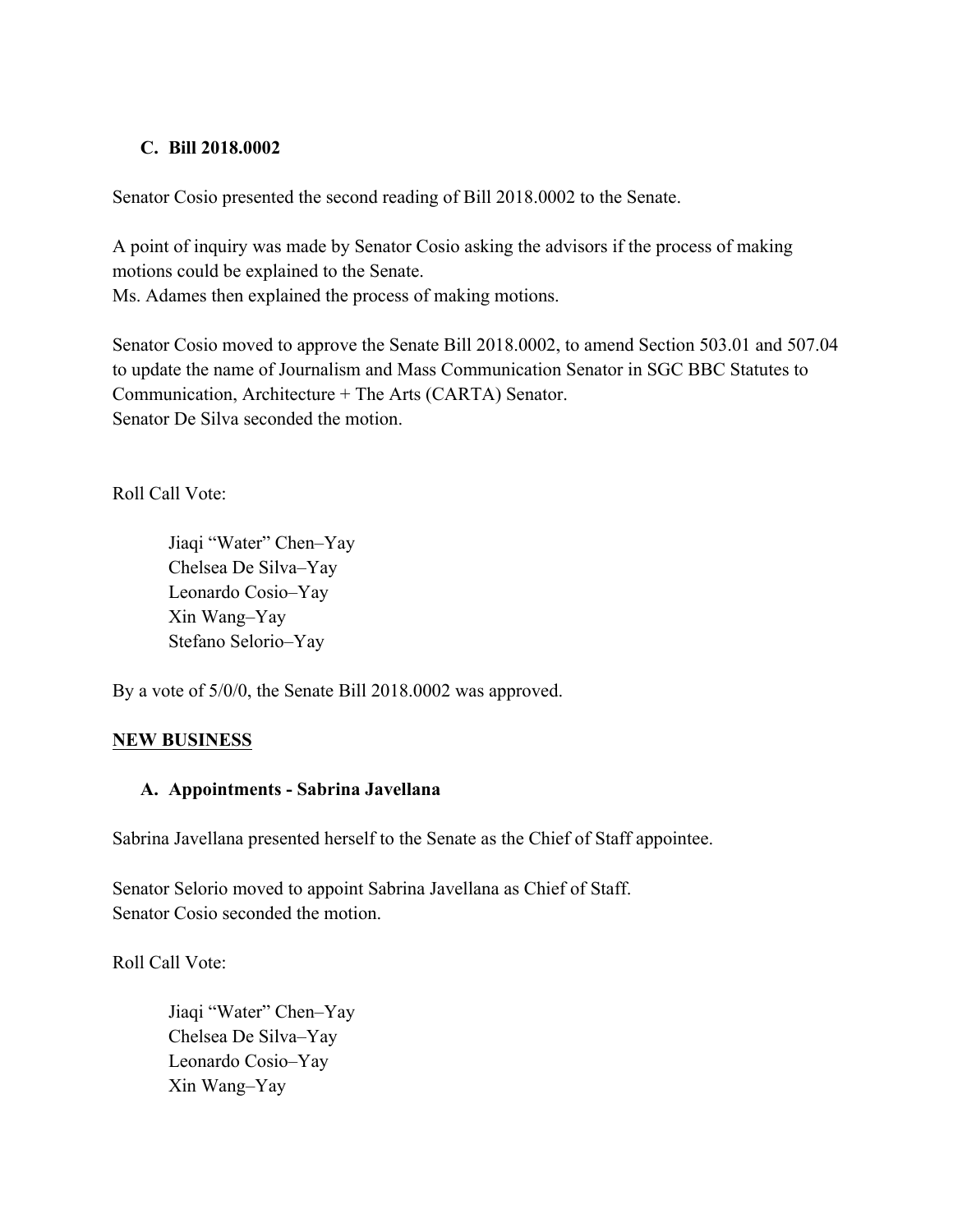### C. Bill 2018.0002

Senator Cosio presented the second reading of Bill 2018.0002 to the Senate.

A point of inquiry was made by Senator Cosio asking the advisors if the process of making motions could be explained to the Senate.
Ms. Adames then explained the process of making motions.

Senator Cosio moved to approve the Senate Bill 2018.0002, to amend Section 503.01 and 507.04 to update the name of Journalism and Mass Communication Senator in SGC BBC Statutes to Communication, Architecture + The Arts (CARTA) Senator.
Senator De Silva seconded the motion.

Roll Call Vote:

> Jiaqi "Water" Chen–Yay
> Chelsea De Silva–Yay
> Leonardo Cosio–Yay
> Xin Wang–Yay
> Stefano Selorio–Yay

By a vote of 5/0/0, the Senate Bill 2018.0002 was approved.

## NEW BUSINESS

### A. Appointments - Sabrina Javellana

Sabrina Javellana presented herself to the Senate as the Chief of Staff appointee.

Senator Selorio moved to appoint Sabrina Javellana as Chief of Staff.
Senator Cosio seconded the motion.

Roll Call Vote:

> Jiaqi "Water" Chen–Yay
> Chelsea De Silva–Yay
> Leonardo Cosio–Yay
> Xin Wang–Yay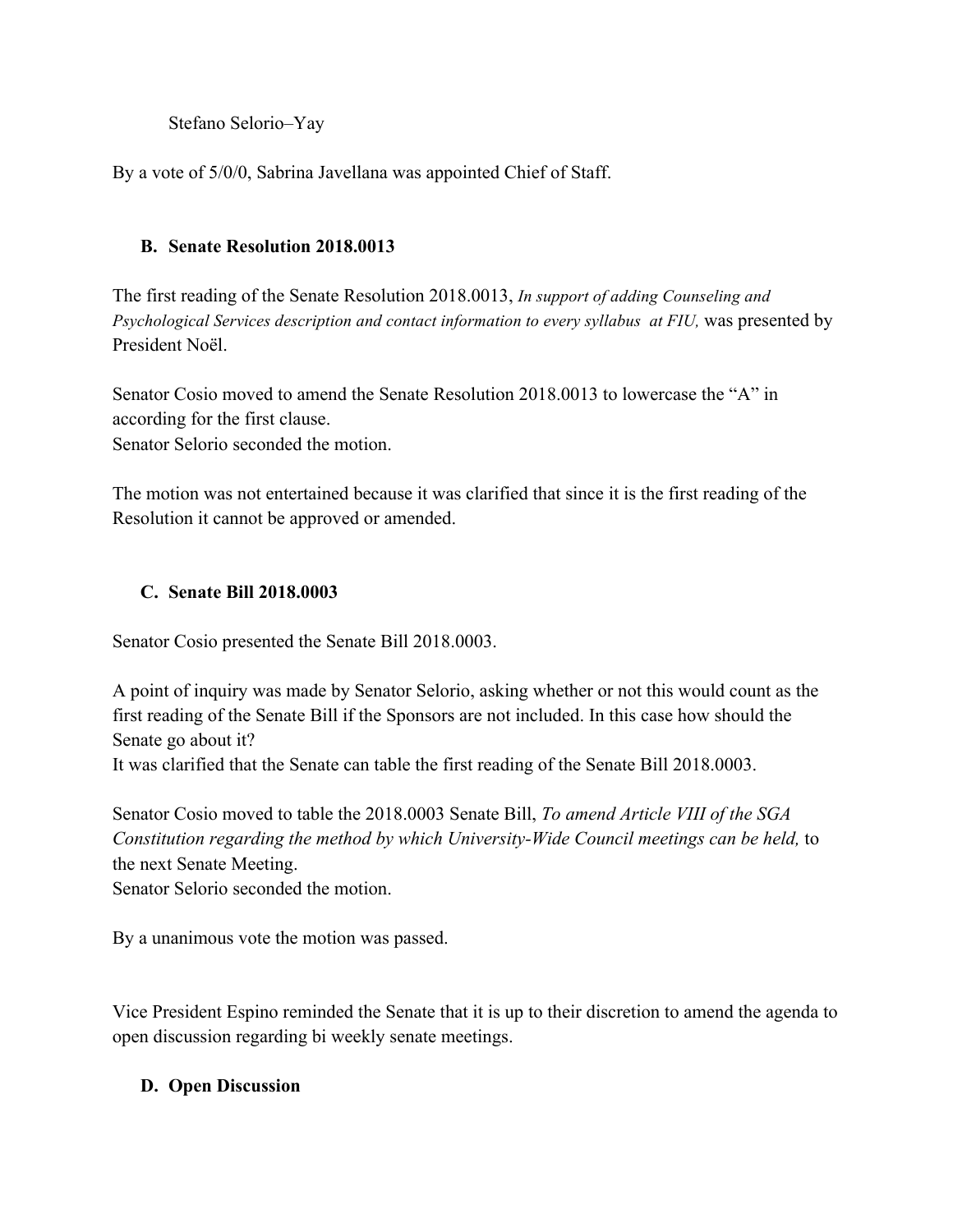Stefano Selorio–Yay

By a vote of 5/0/0, Sabrina Javellana was appointed Chief of Staff.

### B. Senate Resolution 2018.0013

The first reading of the Senate Resolution 2018.0013, *In support of adding Counseling and Psychological Services description and contact information to every syllabus at FIU,* was presented by President Noël.

Senator Cosio moved to amend the Senate Resolution 2018.0013 to lowercase the "A" in according for the first clause.
Senator Selorio seconded the motion.

The motion was not entertained because it was clarified that since it is the first reading of the Resolution it cannot be approved or amended.

### C. Senate Bill 2018.0003

Senator Cosio presented the Senate Bill 2018.0003.

A point of inquiry was made by Senator Selorio, asking whether or not this would count as the first reading of the Senate Bill if the Sponsors are not included. In this case how should the Senate go about it?
It was clarified that the Senate can table the first reading of the Senate Bill 2018.0003.

Senator Cosio moved to table the 2018.0003 Senate Bill, *To amend Article VIII of the SGA Constitution regarding the method by which University-Wide Council meetings can be held,* to the next Senate Meeting.
Senator Selorio seconded the motion.

By a unanimous vote the motion was passed.

Vice President Espino reminded the Senate that it is up to their discretion to amend the agenda to open discussion regarding bi weekly senate meetings.

### D. Open Discussion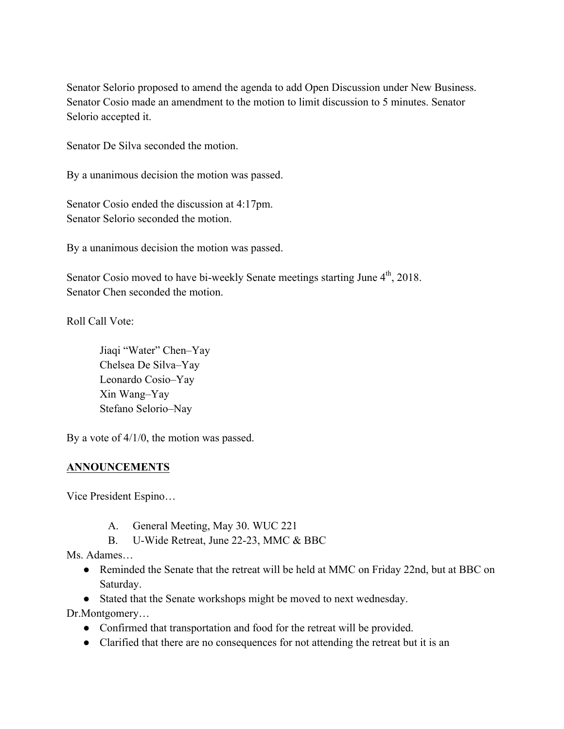Senator Selorio proposed to amend the agenda to add Open Discussion under New Business. Senator Cosio made an amendment to the motion to limit discussion to 5 minutes. Senator Selorio accepted it.

Senator De Silva seconded the motion.

By a unanimous decision the motion was passed.

Senator Cosio ended the discussion at 4:17pm.
Senator Selorio seconded the motion.

By a unanimous decision the motion was passed.

Senator Cosio moved to have bi-weekly Senate meetings starting June 4th, 2018.
Senator Chen seconded the motion.

Roll Call Vote:

> Jiaqi "Water" Chen–Yay
> Chelsea De Silva–Yay
> Leonardo Cosio–Yay
> Xin Wang–Yay
> Stefano Selorio–Nay

By a vote of 4/1/0, the motion was passed.

## **ANNOUNCEMENTS**

Vice President Espino…

A. General Meeting, May 30. WUC 221
B. U-Wide Retreat, June 22-23, MMC & BBC

Ms. Adames…

- Reminded the Senate that the retreat will be held at MMC on Friday 22nd, but at BBC on Saturday.
- Stated that the Senate workshops might be moved to next wednesday.

Dr.Montgomery…

- Confirmed that transportation and food for the retreat will be provided.
- Clarified that there are no consequences for not attending the retreat but it is an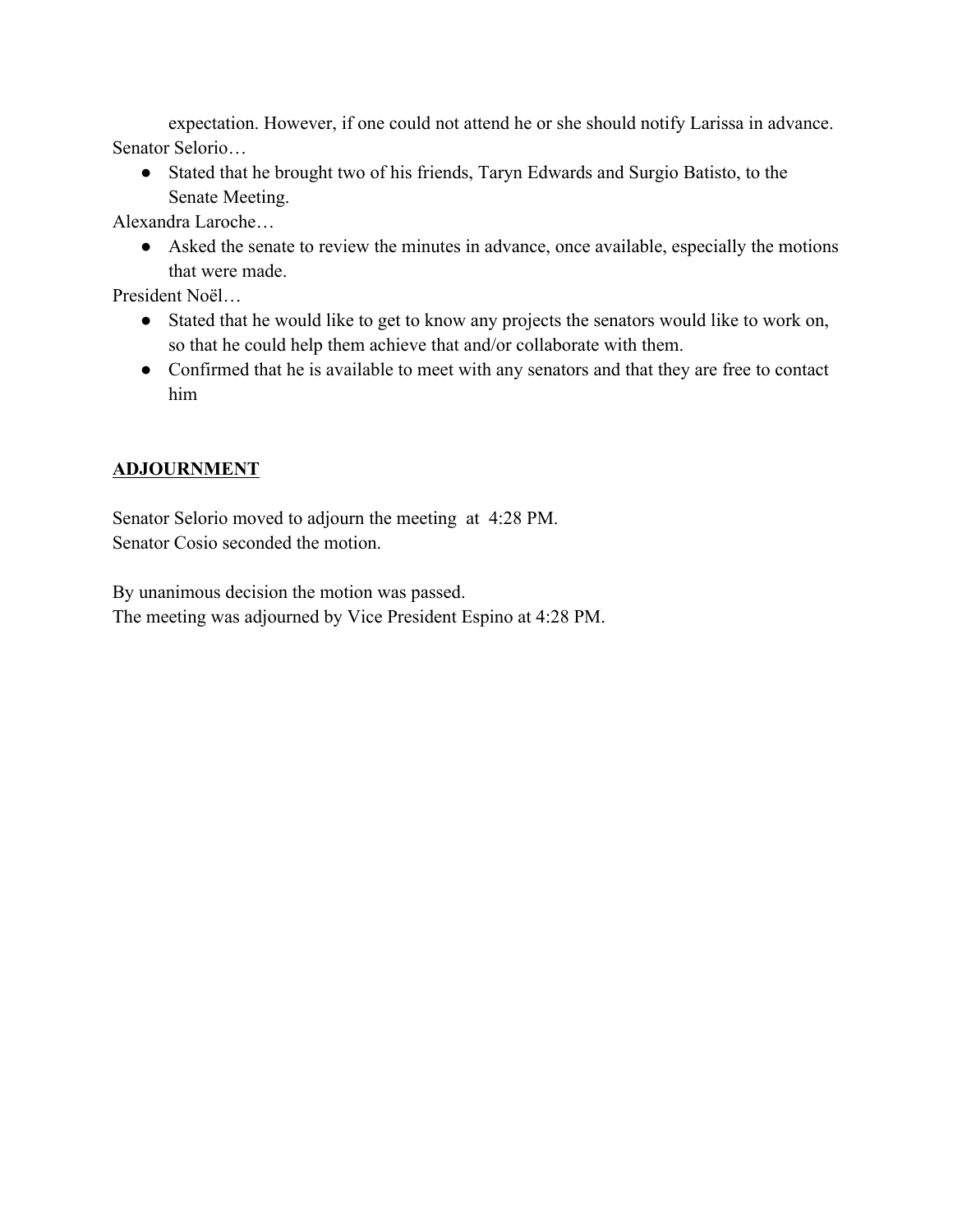expectation. However, if one could not attend he or she should notify Larissa in advance.

Senator Selorio…

- Stated that he brought two of his friends, Taryn Edwards and Surgio Batisto, to the Senate Meeting.

Alexandra Laroche…

- Asked the senate to review the minutes in advance, once available, especially the motions that were made.

President Noël…

- Stated that he would like to get to know any projects the senators would like to work on, so that he could help them achieve that and/or collaborate with them.
- Confirmed that he is available to meet with any senators and that they are free to contact him

## **ADJOURNMENT**

Senator Selorio moved to adjourn the meeting at 4:28 PM.
Senator Cosio seconded the motion.

By unanimous decision the motion was passed.
The meeting was adjourned by Vice President Espino at 4:28 PM.